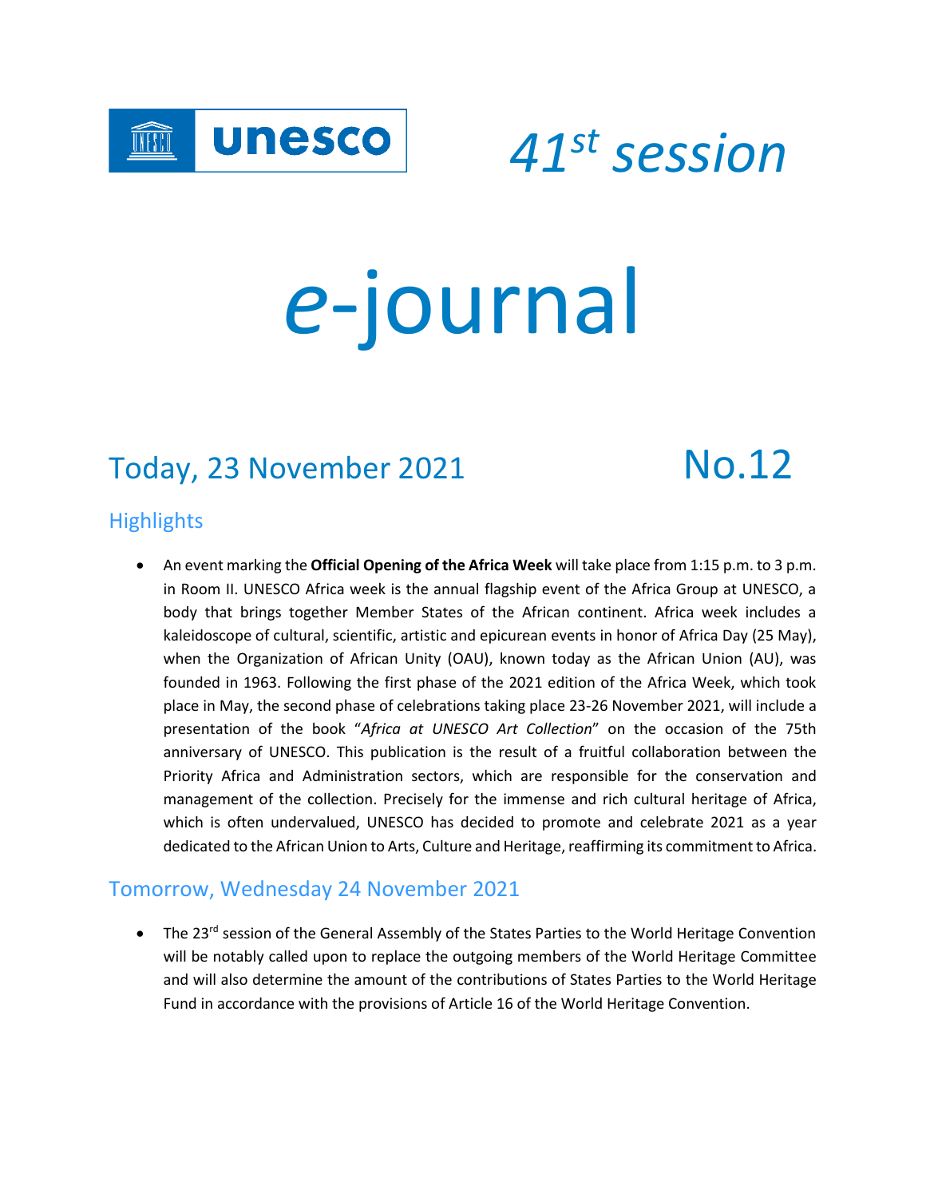unesco

# *41st session*

# *e*-journal

## Today, 23 November 2021 No.12

### Highlights

- An event marking the **Official Opening of the Africa Week** will take place from 1:15 p.m. to 3 p.m. in Room II. UNESCO Africa week is the annual flagship event of the Africa Group at UNESCO, a body that brings together Member States of the African continent. Africa week includes a kaleidoscope of cultural, scientific, artistic and epicurean events in honor of Africa Day (25 May), when the Organization of African Unity (OAU), known today as the African Union (AU), was founded in 1963. Following the first phase of the 2021 edition of the Africa Week, which took place in May, the second phase of celebrations taking place 23-26 November 2021, will include a presentation of the book "*Africa at UNESCO Art Collection*" on the occasion of the 75th anniversary of UNESCO. This publication is the result of a fruitful collaboration between the Priority Africa and Administration sectors, which are responsible for the conservation and management of the collection. Precisely for the immense and rich cultural heritage of Africa, which is often undervalued, UNESCO has decided to promote and celebrate 2021 as a year dedicated to the African Union to Arts, Culture and Heritage, reaffirming its commitment to Africa.

### Tomorrow, Wednesday 24 November 2021

- The 23rd session of the General Assembly of the States Parties to the World Heritage Convention will be notably called upon to replace the outgoing members of the World Heritage Committee and will also determine the amount of the contributions of States Parties to the World Heritage Fund in accordance with the provisions of Article 16 of the World Heritage Convention.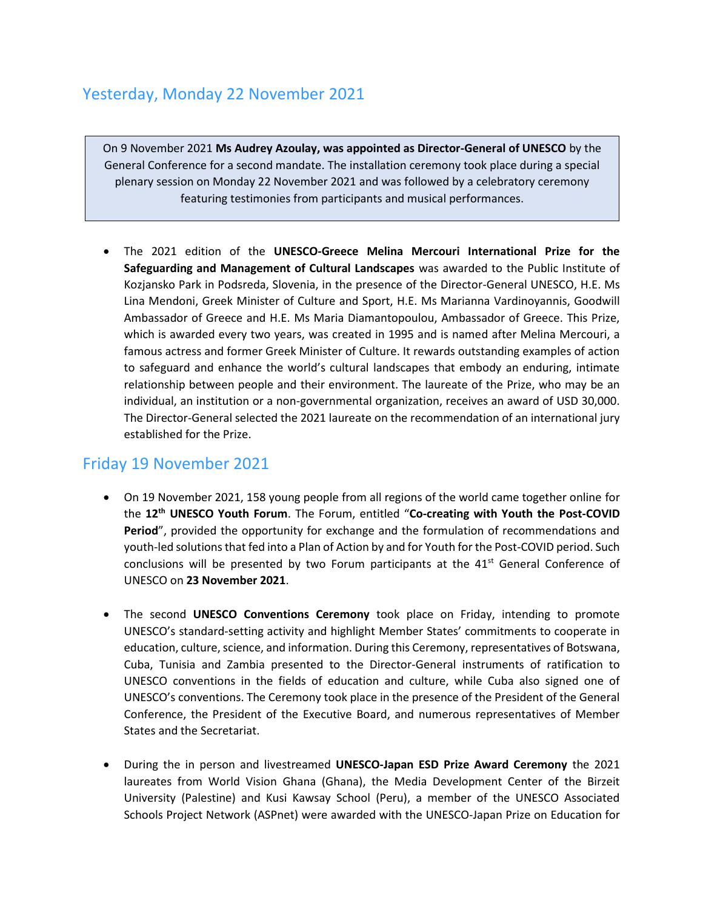## Yesterday, Monday 22 November 2021

> On 9 November 2021 **Ms Audrey Azoulay, was appointed as Director-General of UNESCO** by the General Conference for a second mandate. The installation ceremony took place during a special plenary session on Monday 22 November 2021 and was followed by a celebratory ceremony featuring testimonies from participants and musical performances.

- The 2021 edition of the **UNESCO-Greece Melina Mercouri International Prize for the Safeguarding and Management of Cultural Landscapes** was awarded to the Public Institute of Kozjansko Park in Podsreda, Slovenia, in the presence of the Director-General UNESCO, H.E. Ms Lina Mendoni, Greek Minister of Culture and Sport, H.E. Ms Marianna Vardinoyannis, Goodwill Ambassador of Greece and H.E. Ms Maria Diamantopoulou, Ambassador of Greece. This Prize, which is awarded every two years, was created in 1995 and is named after Melina Mercouri, a famous actress and former Greek Minister of Culture. It rewards outstanding examples of action to safeguard and enhance the world's cultural landscapes that embody an enduring, intimate relationship between people and their environment. The laureate of the Prize, who may be an individual, an institution or a non-governmental organization, receives an award of USD 30,000. The Director-General selected the 2021 laureate on the recommendation of an international jury established for the Prize.

## Friday 19 November 2021

- On 19 November 2021, 158 young people from all regions of the world came together online for the **12th UNESCO Youth Forum**. The Forum, entitled "**Co-creating with Youth the Post-COVID Period**", provided the opportunity for exchange and the formulation of recommendations and youth-led solutions that fed into a Plan of Action by and for Youth for the Post-COVID period. Such conclusions will be presented by two Forum participants at the 41st General Conference of UNESCO on **23 November 2021**.

- The second **UNESCO Conventions Ceremony** took place on Friday, intending to promote UNESCO's standard-setting activity and highlight Member States' commitments to cooperate in education, culture, science, and information. During this Ceremony, representatives of Botswana, Cuba, Tunisia and Zambia presented to the Director-General instruments of ratification to UNESCO conventions in the fields of education and culture, while Cuba also signed one of UNESCO's conventions. The Ceremony took place in the presence of the President of the General Conference, the President of the Executive Board, and numerous representatives of Member States and the Secretariat.

- During the in person and livestreamed **UNESCO-Japan ESD Prize Award Ceremony** the 2021 laureates from World Vision Ghana (Ghana), the Media Development Center of the Birzeit University (Palestine) and Kusi Kawsay School (Peru), a member of the UNESCO Associated Schools Project Network (ASPnet) were awarded with the UNESCO-Japan Prize on Education for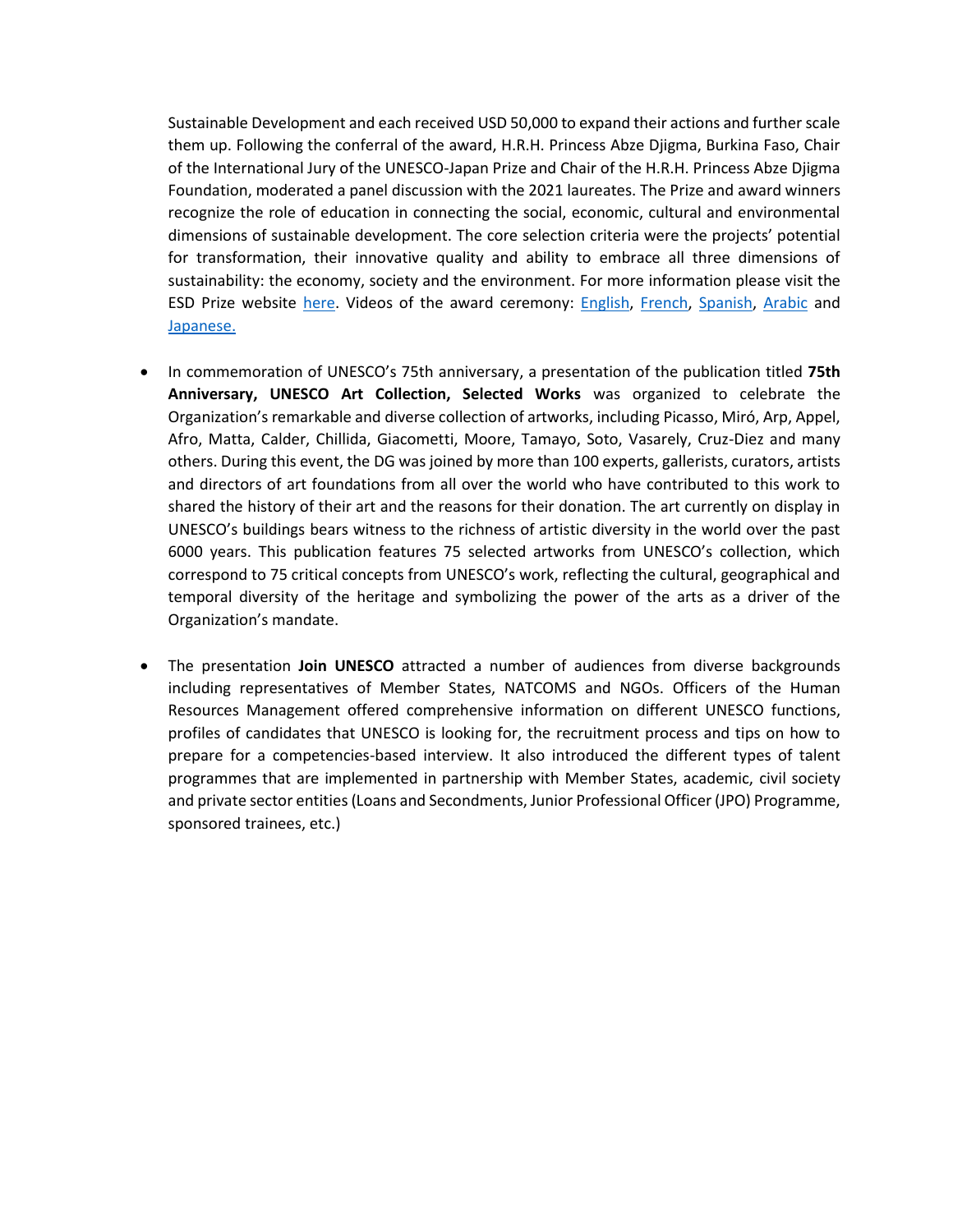Sustainable Development and each received USD 50,000 to expand their actions and further scale them up. Following the conferral of the award, H.R.H. Princess Abze Djigma, Burkina Faso, Chair of the International Jury of the UNESCO-Japan Prize and Chair of the H.R.H. Princess Abze Djigma Foundation, moderated a panel discussion with the 2021 laureates. The Prize and award winners recognize the role of education in connecting the social, economic, cultural and environmental dimensions of sustainable development. The core selection criteria were the projects' potential for transformation, their innovative quality and ability to embrace all three dimensions of sustainability: the economy, society and the environment. For more information please visit the ESD Prize website here. Videos of the award ceremony: English, French, Spanish, Arabic and Japanese.

- In commemoration of UNESCO's 75th anniversary, a presentation of the publication titled **75th Anniversary, UNESCO Art Collection, Selected Works** was organized to celebrate the Organization's remarkable and diverse collection of artworks, including Picasso, Miró, Arp, Appel, Afro, Matta, Calder, Chillida, Giacometti, Moore, Tamayo, Soto, Vasarely, Cruz-Diez and many others. During this event, the DG was joined by more than 100 experts, gallerists, curators, artists and directors of art foundations from all over the world who have contributed to this work to shared the history of their art and the reasons for their donation. The art currently on display in UNESCO's buildings bears witness to the richness of artistic diversity in the world over the past 6000 years. This publication features 75 selected artworks from UNESCO's collection, which correspond to 75 critical concepts from UNESCO's work, reflecting the cultural, geographical and temporal diversity of the heritage and symbolizing the power of the arts as a driver of the Organization's mandate.

- The presentation **Join UNESCO** attracted a number of audiences from diverse backgrounds including representatives of Member States, NATCOMS and NGOs. Officers of the Human Resources Management offered comprehensive information on different UNESCO functions, profiles of candidates that UNESCO is looking for, the recruitment process and tips on how to prepare for a competencies-based interview. It also introduced the different types of talent programmes that are implemented in partnership with Member States, academic, civil society and private sector entities (Loans and Secondments, Junior Professional Officer (JPO) Programme, sponsored trainees, etc.)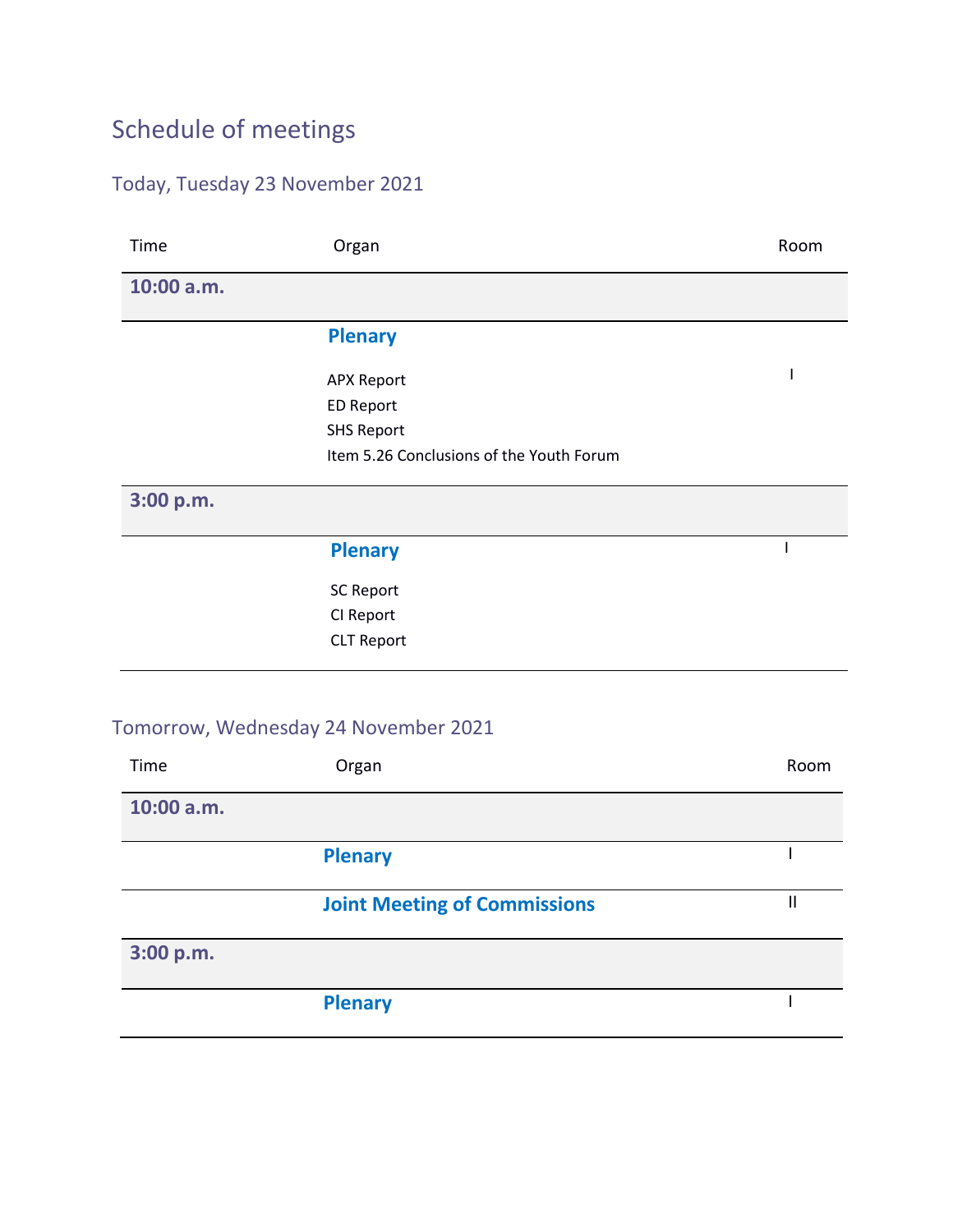# Schedule of meetings

## Today, Tuesday 23 November 2021

| Time | Organ | Room |
|---|---|---|
| **10:00 a.m.** | | |
| | **Plenary**<br><br>APX Report<br>ED Report<br>SHS Report<br>Item 5.26 Conclusions of the Youth Forum | I |
| **3:00 p.m.** | | |
| | **Plenary**<br><br>SC Report<br>CI Report<br>CLT Report | I |

## Tomorrow, Wednesday 24 November 2021

| Time | Organ | Room |
|---|---|---|
| **10:00 a.m.** | | |
| | **Plenary** | I |
| | **Joint Meeting of Commissions** | II |
| **3:00 p.m.** | | |
| | **Plenary** | I |